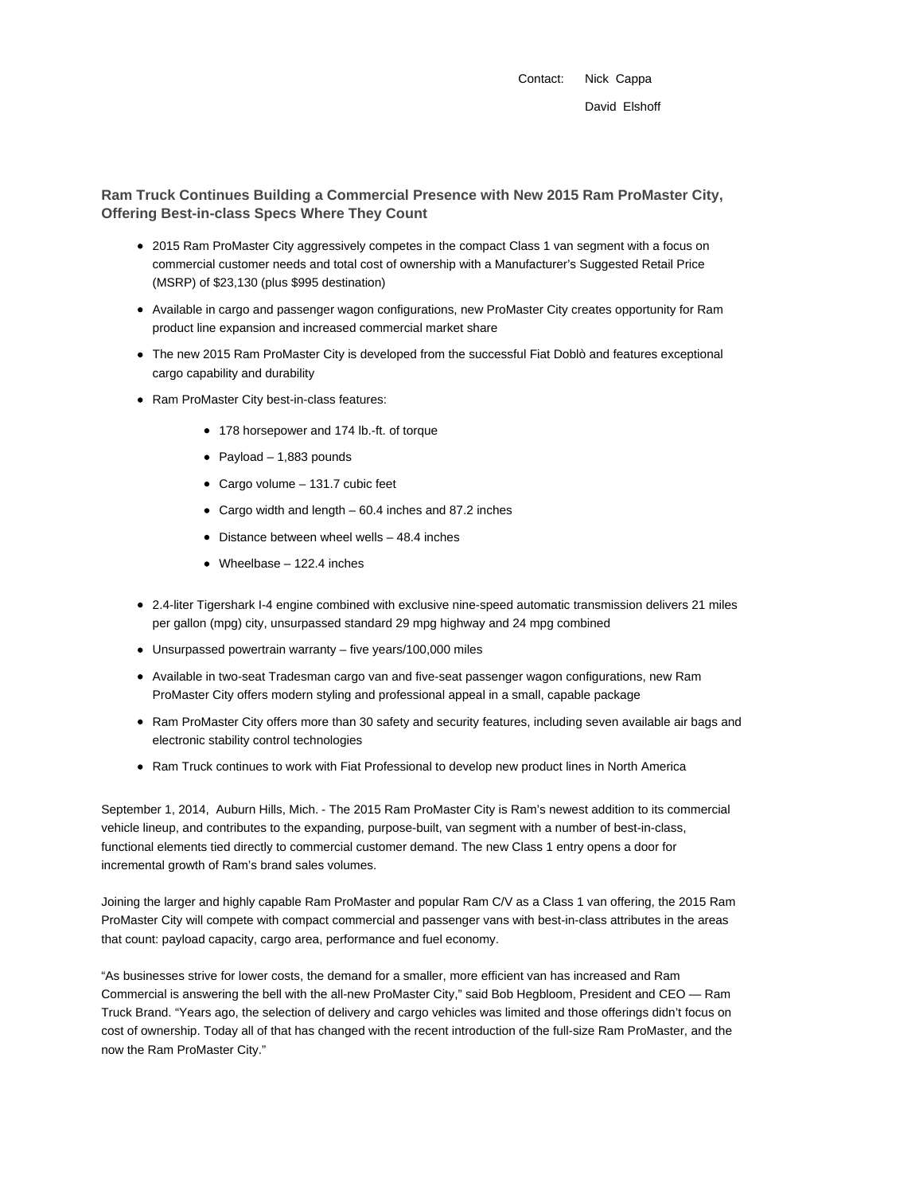Contact: Nick Cappa

David Elshoff

## Ram Truck Continues Building a Commercial Presence with New 2015 Ram ProMaster City, Offering Best-in-class Specs Where They Count

- 2015 Ram ProMaster City aggressively competes in the compact Class 1 van segment with a focus on commercial customer needs and total cost of ownership with a Manufacturer's Suggested Retail Price (MSRP) of $23,130 (plus $995 destination)
- Available in cargo and passenger wagon configurations, new ProMaster City creates opportunity for Ram product line expansion and increased commercial market share
- The new 2015 Ram ProMaster City is developed from the successful Fiat Doblò and features exceptional cargo capability and durability
- Ram ProMaster City best-in-class features:
    - 178 horsepower and 174 lb.-ft. of torque
    - Payload – 1,883 pounds
    - Cargo volume – 131.7 cubic feet
    - Cargo width and length – 60.4 inches and 87.2 inches
    - Distance between wheel wells – 48.4 inches
    - Wheelbase – 122.4 inches
- 2.4-liter Tigershark I-4 engine combined with exclusive nine-speed automatic transmission delivers 21 miles per gallon (mpg) city, unsurpassed standard 29 mpg highway and 24 mpg combined
- Unsurpassed powertrain warranty – five years/100,000 miles
- Available in two-seat Tradesman cargo van and five-seat passenger wagon configurations, new Ram ProMaster City offers modern styling and professional appeal in a small, capable package
- Ram ProMaster City offers more than 30 safety and security features, including seven available air bags and electronic stability control technologies
- Ram Truck continues to work with Fiat Professional to develop new product lines in North America

September 1, 2014, Auburn Hills, Mich. - The 2015 Ram ProMaster City is Ram's newest addition to its commercial vehicle lineup, and contributes to the expanding, purpose-built, van segment with a number of best-in-class, functional elements tied directly to commercial customer demand. The new Class 1 entry opens a door for incremental growth of Ram's brand sales volumes.

Joining the larger and highly capable Ram ProMaster and popular Ram C/V as a Class 1 van offering, the 2015 Ram ProMaster City will compete with compact commercial and passenger vans with best-in-class attributes in the areas that count: payload capacity, cargo area, performance and fuel economy.

"As businesses strive for lower costs, the demand for a smaller, more efficient van has increased and Ram Commercial is answering the bell with the all-new ProMaster City," said Bob Hegbloom, President and CEO — Ram Truck Brand. "Years ago, the selection of delivery and cargo vehicles was limited and those offerings didn't focus on cost of ownership. Today all of that has changed with the recent introduction of the full-size Ram ProMaster, and the now the Ram ProMaster City."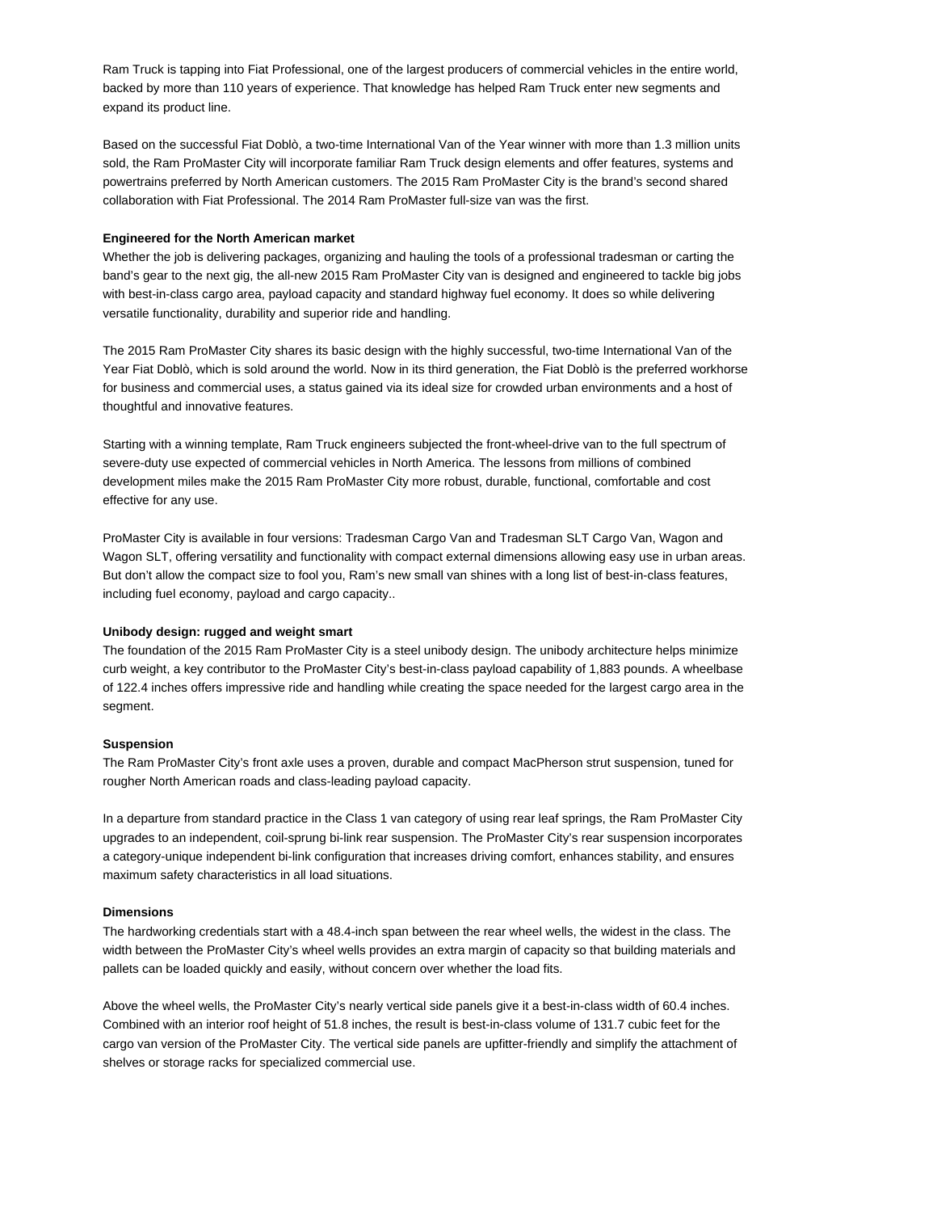Ram Truck is tapping into Fiat Professional, one of the largest producers of commercial vehicles in the entire world, backed by more than 110 years of experience. That knowledge has helped Ram Truck enter new segments and expand its product line.

Based on the successful Fiat Doblò, a two-time International Van of the Year winner with more than 1.3 million units sold, the Ram ProMaster City will incorporate familiar Ram Truck design elements and offer features, systems and powertrains preferred by North American customers. The 2015 Ram ProMaster City is the brand's second shared collaboration with Fiat Professional. The 2014 Ram ProMaster full-size van was the first.

**Engineered for the North American market**

Whether the job is delivering packages, organizing and hauling the tools of a professional tradesman or carting the band's gear to the next gig, the all-new 2015 Ram ProMaster City van is designed and engineered to tackle big jobs with best-in-class cargo area, payload capacity and standard highway fuel economy. It does so while delivering versatile functionality, durability and superior ride and handling.

The 2015 Ram ProMaster City shares its basic design with the highly successful, two-time International Van of the Year Fiat Doblò, which is sold around the world. Now in its third generation, the Fiat Doblò is the preferred workhorse for business and commercial uses, a status gained via its ideal size for crowded urban environments and a host of thoughtful and innovative features.

Starting with a winning template, Ram Truck engineers subjected the front-wheel-drive van to the full spectrum of severe-duty use expected of commercial vehicles in North America. The lessons from millions of combined development miles make the 2015 Ram ProMaster City more robust, durable, functional, comfortable and cost effective for any use.

ProMaster City is available in four versions: Tradesman Cargo Van and Tradesman SLT Cargo Van, Wagon and Wagon SLT, offering versatility and functionality with compact external dimensions allowing easy use in urban areas. But don't allow the compact size to fool you, Ram's new small van shines with a long list of best-in-class features, including fuel economy, payload and cargo capacity..

**Unibody design: rugged and weight smart**

The foundation of the 2015 Ram ProMaster City is a steel unibody design. The unibody architecture helps minimize curb weight, a key contributor to the ProMaster City's best-in-class payload capability of 1,883 pounds. A wheelbase of 122.4 inches offers impressive ride and handling while creating the space needed for the largest cargo area in the segment.

**Suspension**

The Ram ProMaster City's front axle uses a proven, durable and compact MacPherson strut suspension, tuned for rougher North American roads and class-leading payload capacity.

In a departure from standard practice in the Class 1 van category of using rear leaf springs, the Ram ProMaster City upgrades to an independent, coil-sprung bi-link rear suspension. The ProMaster City's rear suspension incorporates a category-unique independent bi-link configuration that increases driving comfort, enhances stability, and ensures maximum safety characteristics in all load situations.

**Dimensions**

The hardworking credentials start with a 48.4-inch span between the rear wheel wells, the widest in the class. The width between the ProMaster City's wheel wells provides an extra margin of capacity so that building materials and pallets can be loaded quickly and easily, without concern over whether the load fits.

Above the wheel wells, the ProMaster City's nearly vertical side panels give it a best-in-class width of 60.4 inches. Combined with an interior roof height of 51.8 inches, the result is best-in-class volume of 131.7 cubic feet for the cargo van version of the ProMaster City. The vertical side panels are upfitter-friendly and simplify the attachment of shelves or storage racks for specialized commercial use.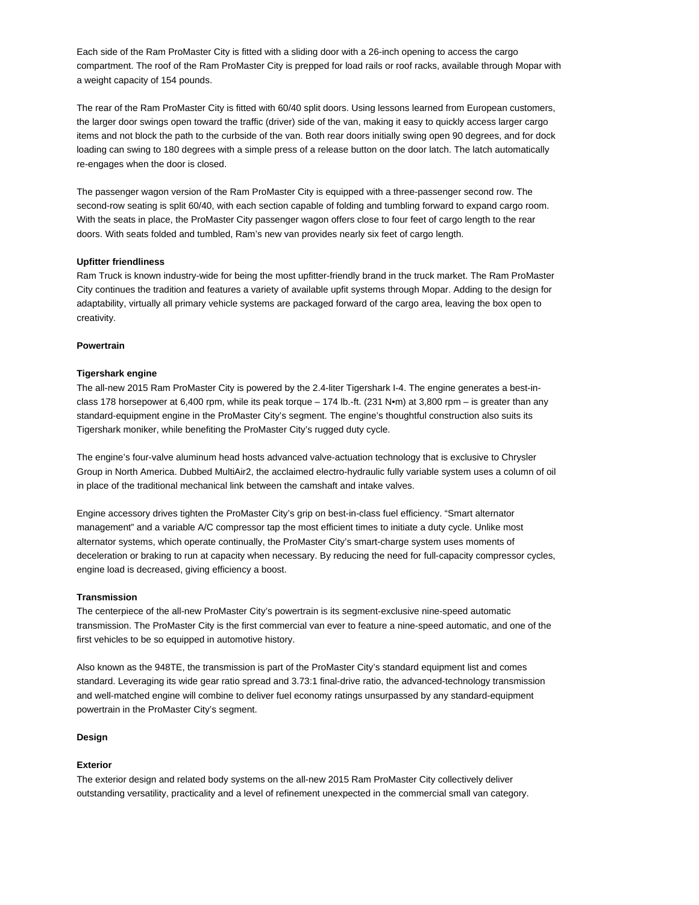Each side of the Ram ProMaster City is fitted with a sliding door with a 26-inch opening to access the cargo compartment. The roof of the Ram ProMaster City is prepped for load rails or roof racks, available through Mopar with a weight capacity of 154 pounds.

The rear of the Ram ProMaster City is fitted with 60/40 split doors. Using lessons learned from European customers, the larger door swings open toward the traffic (driver) side of the van, making it easy to quickly access larger cargo items and not block the path to the curbside of the van. Both rear doors initially swing open 90 degrees, and for dock loading can swing to 180 degrees with a simple press of a release button on the door latch. The latch automatically re-engages when the door is closed.

The passenger wagon version of the Ram ProMaster City is equipped with a three-passenger second row. The second-row seating is split 60/40, with each section capable of folding and tumbling forward to expand cargo room. With the seats in place, the ProMaster City passenger wagon offers close to four feet of cargo length to the rear doors. With seats folded and tumbled, Ram's new van provides nearly six feet of cargo length.

**Upfitter friendliness**

Ram Truck is known industry-wide for being the most upfitter-friendly brand in the truck market. The Ram ProMaster City continues the tradition and features a variety of available upfit systems through Mopar. Adding to the design for adaptability, virtually all primary vehicle systems are packaged forward of the cargo area, leaving the box open to creativity.

**Powertrain**

**Tigershark engine**

The all-new 2015 Ram ProMaster City is powered by the 2.4-liter Tigershark I-4. The engine generates a best-in-class 178 horsepower at 6,400 rpm, while its peak torque – 174 lb.-ft. (231 N•m) at 3,800 rpm – is greater than any standard-equipment engine in the ProMaster City's segment. The engine's thoughtful construction also suits its Tigershark moniker, while benefiting the ProMaster City's rugged duty cycle.

The engine's four-valve aluminum head hosts advanced valve-actuation technology that is exclusive to Chrysler Group in North America. Dubbed MultiAir2, the acclaimed electro-hydraulic fully variable system uses a column of oil in place of the traditional mechanical link between the camshaft and intake valves.

Engine accessory drives tighten the ProMaster City's grip on best-in-class fuel efficiency. "Smart alternator management" and a variable A/C compressor tap the most efficient times to initiate a duty cycle. Unlike most alternator systems, which operate continually, the ProMaster City's smart-charge system uses moments of deceleration or braking to run at capacity when necessary. By reducing the need for full-capacity compressor cycles, engine load is decreased, giving efficiency a boost.

**Transmission**

The centerpiece of the all-new ProMaster City's powertrain is its segment-exclusive nine-speed automatic transmission. The ProMaster City is the first commercial van ever to feature a nine-speed automatic, and one of the first vehicles to be so equipped in automotive history.

Also known as the 948TE, the transmission is part of the ProMaster City's standard equipment list and comes standard. Leveraging its wide gear ratio spread and 3.73:1 final-drive ratio, the advanced-technology transmission and well-matched engine will combine to deliver fuel economy ratings unsurpassed by any standard-equipment powertrain in the ProMaster City's segment.

**Design**

**Exterior**

The exterior design and related body systems on the all-new 2015 Ram ProMaster City collectively deliver outstanding versatility, practicality and a level of refinement unexpected in the commercial small van category.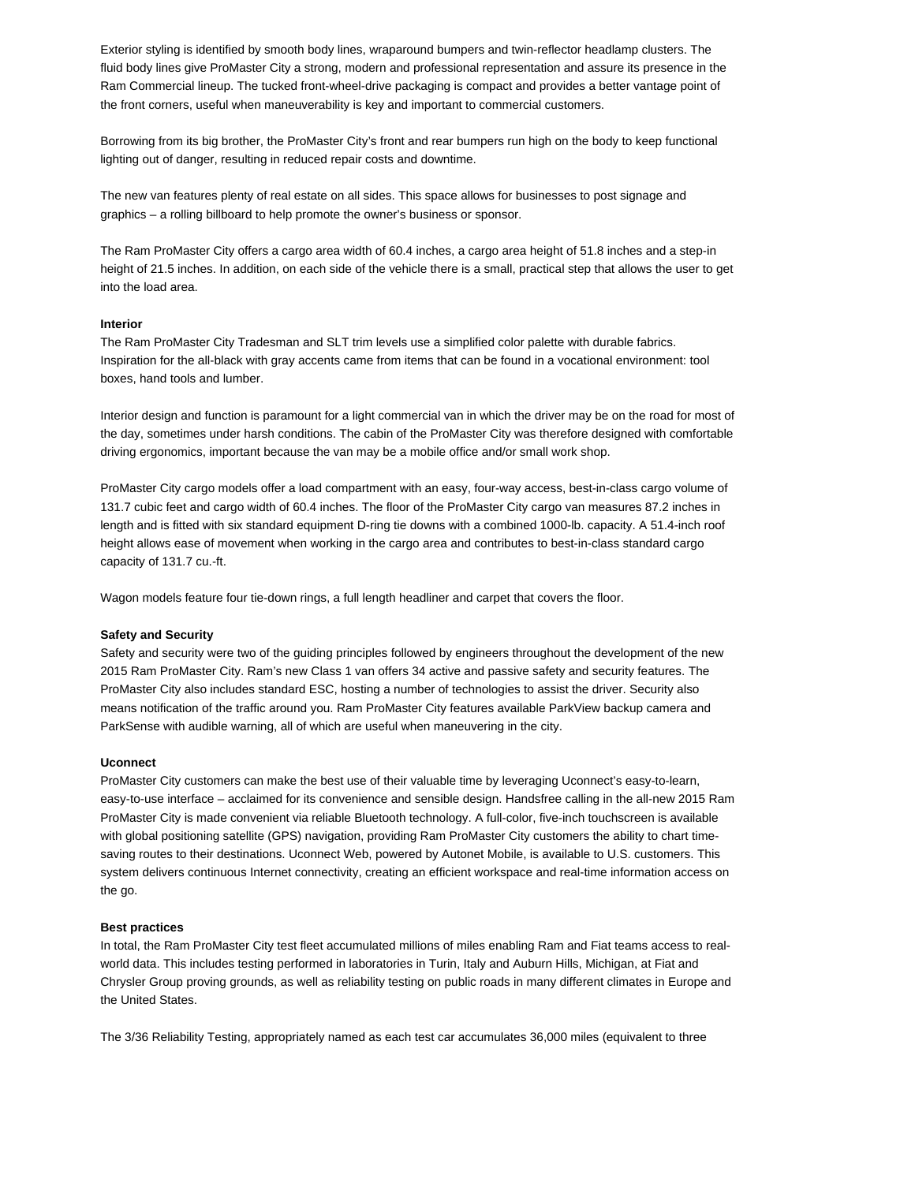Exterior styling is identified by smooth body lines, wraparound bumpers and twin-reflector headlamp clusters. The fluid body lines give ProMaster City a strong, modern and professional representation and assure its presence in the Ram Commercial lineup. The tucked front-wheel-drive packaging is compact and provides a better vantage point of the front corners, useful when maneuverability is key and important to commercial customers.

Borrowing from its big brother, the ProMaster City's front and rear bumpers run high on the body to keep functional lighting out of danger, resulting in reduced repair costs and downtime.

The new van features plenty of real estate on all sides. This space allows for businesses to post signage and graphics – a rolling billboard to help promote the owner's business or sponsor.

The Ram ProMaster City offers a cargo area width of 60.4 inches, a cargo area height of 51.8 inches and a step-in height of 21.5 inches. In addition, on each side of the vehicle there is a small, practical step that allows the user to get into the load area.

**Interior**

The Ram ProMaster City Tradesman and SLT trim levels use a simplified color palette with durable fabrics. Inspiration for the all-black with gray accents came from items that can be found in a vocational environment: tool boxes, hand tools and lumber.

Interior design and function is paramount for a light commercial van in which the driver may be on the road for most of the day, sometimes under harsh conditions. The cabin of the ProMaster City was therefore designed with comfortable driving ergonomics, important because the van may be a mobile office and/or small work shop.

ProMaster City cargo models offer a load compartment with an easy, four-way access, best-in-class cargo volume of 131.7 cubic feet and cargo width of 60.4 inches. The floor of the ProMaster City cargo van measures 87.2 inches in length and is fitted with six standard equipment D-ring tie downs with a combined 1000-lb. capacity. A 51.4-inch roof height allows ease of movement when working in the cargo area and contributes to best-in-class standard cargo capacity of 131.7 cu.-ft.

Wagon models feature four tie-down rings, a full length headliner and carpet that covers the floor.

**Safety and Security**

Safety and security were two of the guiding principles followed by engineers throughout the development of the new 2015 Ram ProMaster City. Ram's new Class 1 van offers 34 active and passive safety and security features. The ProMaster City also includes standard ESC, hosting a number of technologies to assist the driver. Security also means notification of the traffic around you. Ram ProMaster City features available ParkView backup camera and ParkSense with audible warning, all of which are useful when maneuvering in the city.

**Uconnect**

ProMaster City customers can make the best use of their valuable time by leveraging Uconnect's easy-to-learn, easy-to-use interface – acclaimed for its convenience and sensible design. Handsfree calling in the all-new 2015 Ram ProMaster City is made convenient via reliable Bluetooth technology. A full-color, five-inch touchscreen is available with global positioning satellite (GPS) navigation, providing Ram ProMaster City customers the ability to chart time-saving routes to their destinations. Uconnect Web, powered by Autonet Mobile, is available to U.S. customers. This system delivers continuous Internet connectivity, creating an efficient workspace and real-time information access on the go.

**Best practices**

In total, the Ram ProMaster City test fleet accumulated millions of miles enabling Ram and Fiat teams access to real-world data. This includes testing performed in laboratories in Turin, Italy and Auburn Hills, Michigan, at Fiat and Chrysler Group proving grounds, as well as reliability testing on public roads in many different climates in Europe and the United States.

The 3/36 Reliability Testing, appropriately named as each test car accumulates 36,000 miles (equivalent to three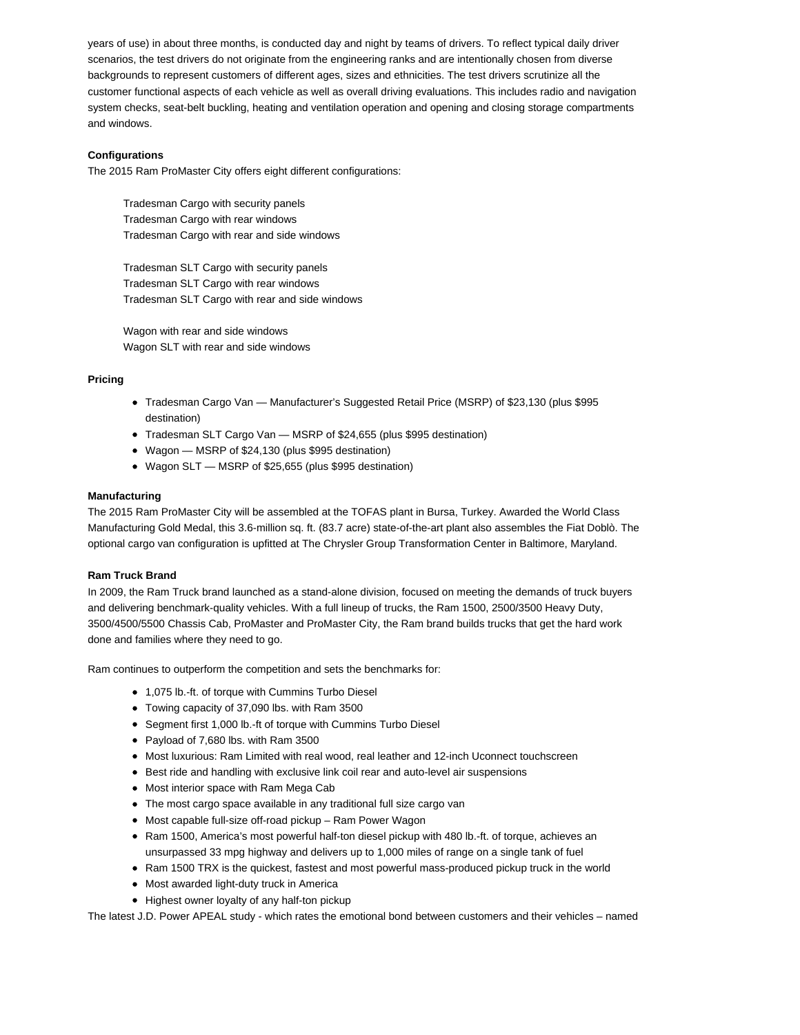years of use) in about three months, is conducted day and night by teams of drivers. To reflect typical daily driver scenarios, the test drivers do not originate from the engineering ranks and are intentionally chosen from diverse backgrounds to represent customers of different ages, sizes and ethnicities. The test drivers scrutinize all the customer functional aspects of each vehicle as well as overall driving evaluations. This includes radio and navigation system checks, seat-belt buckling, heating and ventilation operation and opening and closing storage compartments and windows.

**Configurations**

The 2015 Ram ProMaster City offers eight different configurations:

Tradesman Cargo with security panels
Tradesman Cargo with rear windows
Tradesman Cargo with rear and side windows

Tradesman SLT Cargo with security panels
Tradesman SLT Cargo with rear windows
Tradesman SLT Cargo with rear and side windows

Wagon with rear and side windows
Wagon SLT with rear and side windows

**Pricing**

- Tradesman Cargo Van — Manufacturer's Suggested Retail Price (MSRP) of $23,130 (plus $995 destination)
- Tradesman SLT Cargo Van — MSRP of $24,655 (plus $995 destination)
- Wagon — MSRP of $24,130 (plus $995 destination)
- Wagon SLT — MSRP of $25,655 (plus $995 destination)

**Manufacturing**

The 2015 Ram ProMaster City will be assembled at the TOFAS plant in Bursa, Turkey. Awarded the World Class Manufacturing Gold Medal, this 3.6-million sq. ft. (83.7 acre) state-of-the-art plant also assembles the Fiat Doblò. The optional cargo van configuration is upfitted at The Chrysler Group Transformation Center in Baltimore, Maryland.

**Ram Truck Brand**

In 2009, the Ram Truck brand launched as a stand-alone division, focused on meeting the demands of truck buyers and delivering benchmark-quality vehicles. With a full lineup of trucks, the Ram 1500, 2500/3500 Heavy Duty, 3500/4500/5500 Chassis Cab, ProMaster and ProMaster City, the Ram brand builds trucks that get the hard work done and families where they need to go.

Ram continues to outperform the competition and sets the benchmarks for:

- 1,075 lb.-ft. of torque with Cummins Turbo Diesel
- Towing capacity of 37,090 lbs. with Ram 3500
- Segment first 1,000 lb.-ft of torque with Cummins Turbo Diesel
- Payload of 7,680 lbs. with Ram 3500
- Most luxurious: Ram Limited with real wood, real leather and 12-inch Uconnect touchscreen
- Best ride and handling with exclusive link coil rear and auto-level air suspensions
- Most interior space with Ram Mega Cab
- The most cargo space available in any traditional full size cargo van
- Most capable full-size off-road pickup – Ram Power Wagon
- Ram 1500, America's most powerful half-ton diesel pickup with 480 lb.-ft. of torque, achieves an unsurpassed 33 mpg highway and delivers up to 1,000 miles of range on a single tank of fuel
- Ram 1500 TRX is the quickest, fastest and most powerful mass-produced pickup truck in the world
- Most awarded light-duty truck in America
- Highest owner loyalty of any half-ton pickup

The latest J.D. Power APEAL study - which rates the emotional bond between customers and their vehicles – named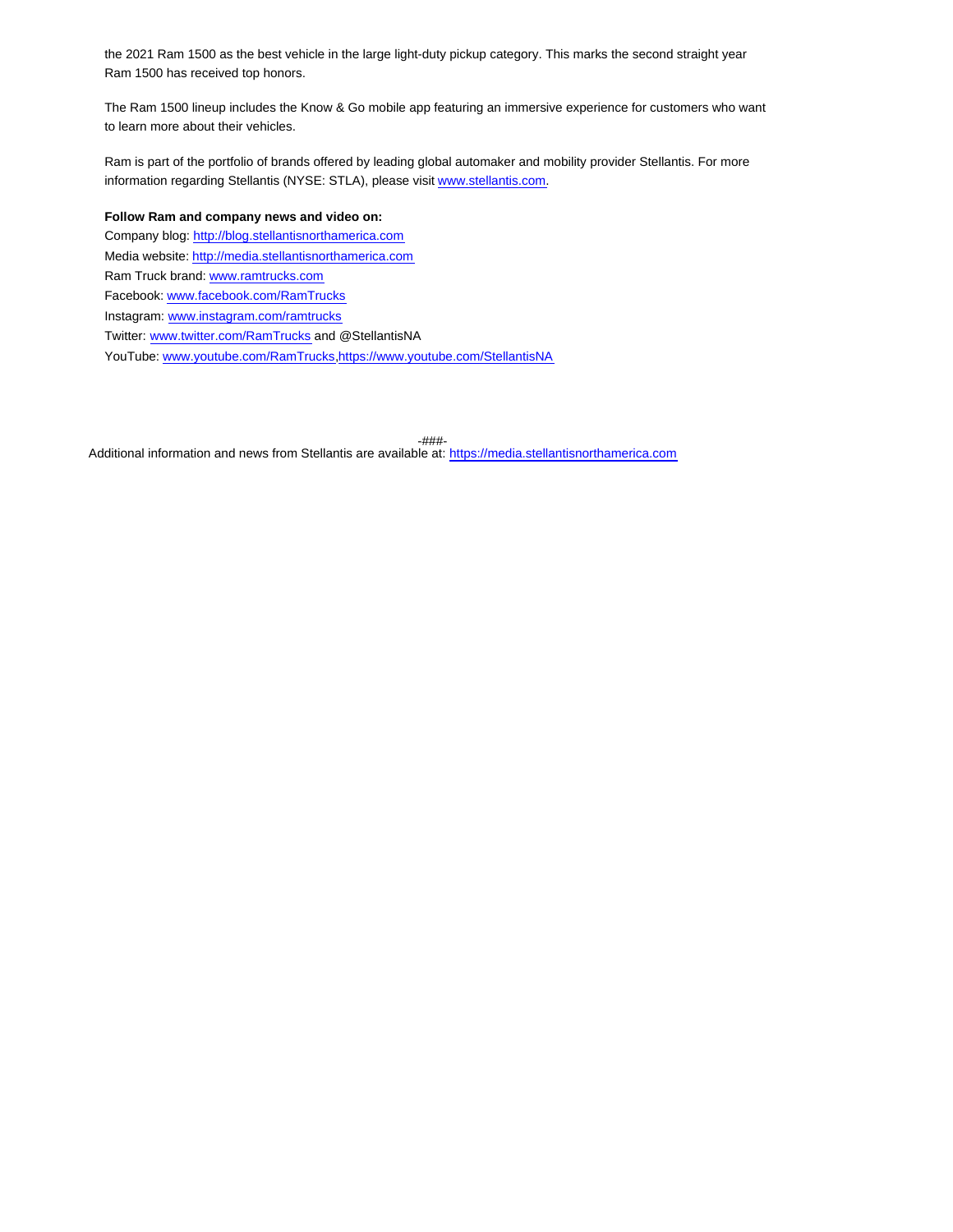the 2021 Ram 1500 as the best vehicle in the large light-duty pickup category. This marks the second straight year Ram 1500 has received top honors.

The Ram 1500 lineup includes the Know & Go mobile app featuring an immersive experience for customers who want to learn more about their vehicles.

Ram is part of the portfolio of brands offered by leading global automaker and mobility provider Stellantis. For more information regarding Stellantis (NYSE: STLA), please visit www.stellantis.com.

**Follow Ram and company news and video on:**

Company blog: http://blog.stellantisnorthamerica.com
Media website: http://media.stellantisnorthamerica.com
Ram Truck brand: www.ramtrucks.com
Facebook: www.facebook.com/RamTrucks
Instagram: www.instagram.com/ramtrucks
Twitter: www.twitter.com/RamTrucks and @StellantisNA
YouTube: www.youtube.com/RamTrucks,https://www.youtube.com/StellantisNA

-###-

Additional information and news from Stellantis are available at: https://media.stellantisnorthamerica.com